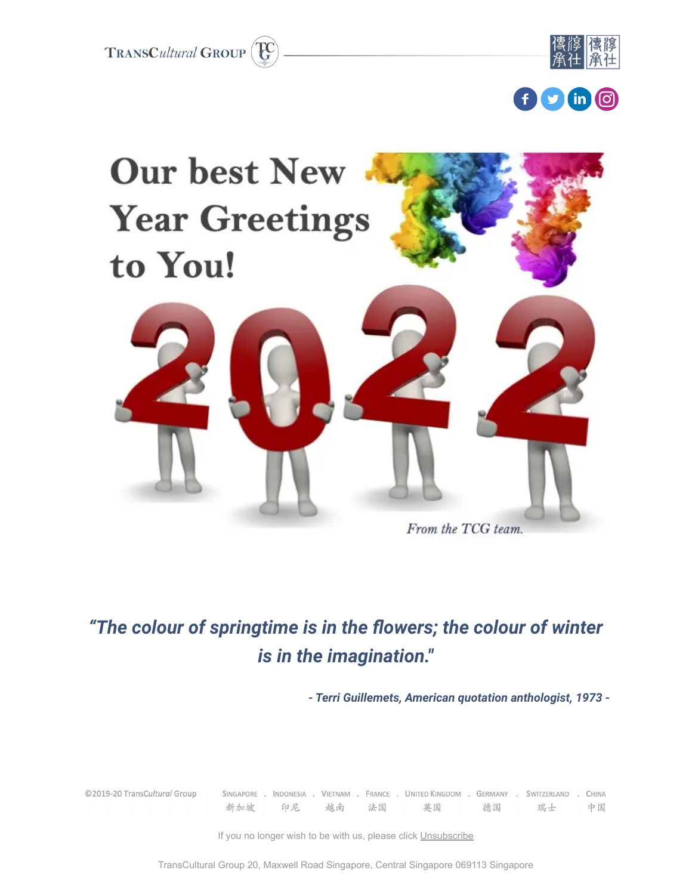TRANSCultural GROUP

傳淳承仕

# Our best New Year Greetings to You!

2022

*From the TCG team.*

***"The colour of springtime is in the flowers; the colour of winter is in the imagination."***

***- Terri Guillemets, American quotation anthologist, 1973 -***

©2019-20 TransCultural Group

SINGAPORE 新加坡 . INDONESIA 印尼 . VIETNAM 越南 . FRANCE 法国 . UNITED KINGDOM 英国 . GERMANY 德国 . SWITZERLAND 瑞士 . CHINA 中国

If you no longer wish to be with us, please click Unsubscribe

TransCultural Group 20, Maxwell Road Singapore, Central Singapore 069113 Singapore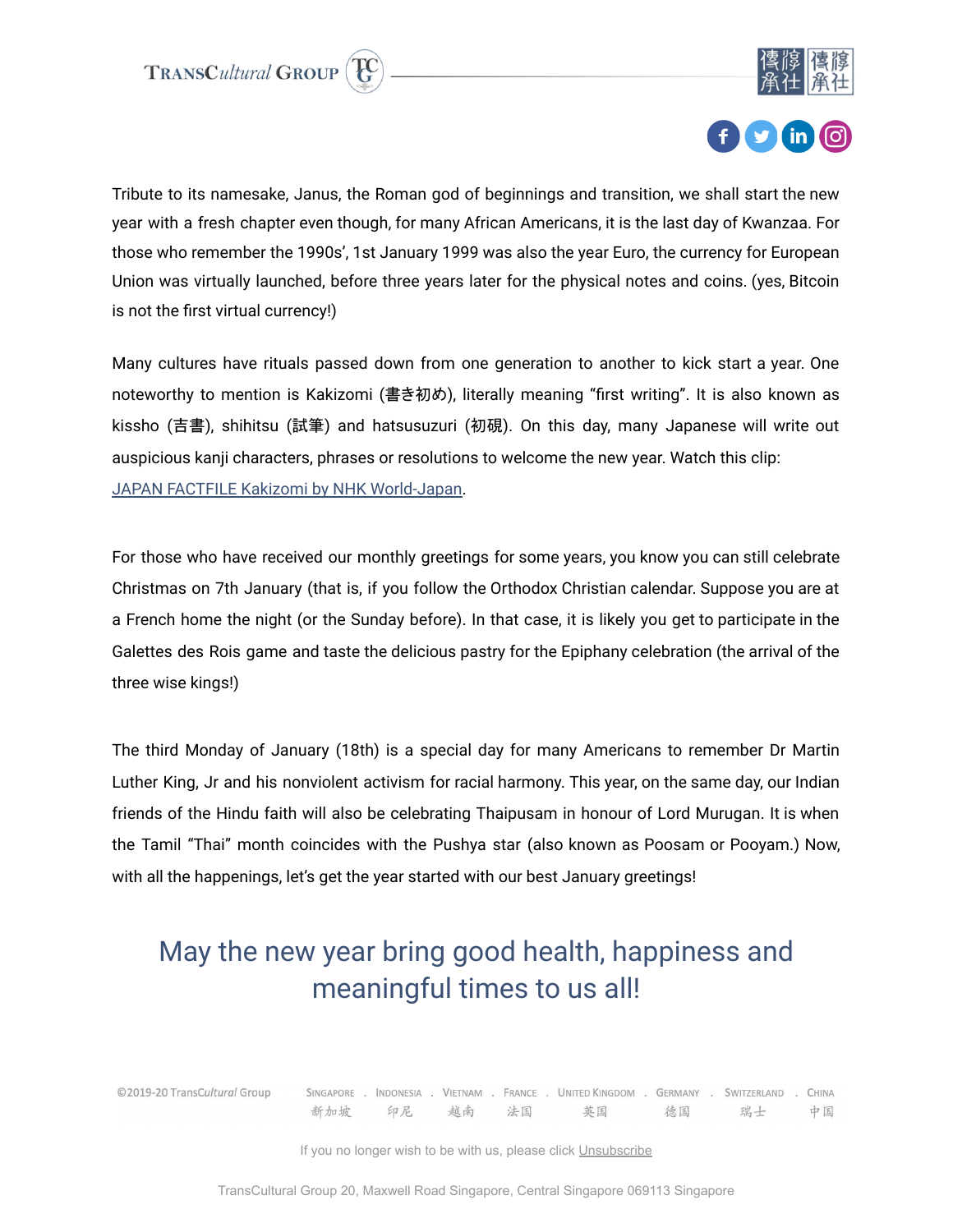Tribute to its namesake, Janus, the Roman god of beginnings and transition, we shall start the new year with a fresh chapter even though, for many African Americans, it is the last day of Kwanzaa. For those who remember the 1990s', 1st January 1999 was also the year Euro, the currency for European Union was virtually launched, before three years later for the physical notes and coins. (yes, Bitcoin is not the first virtual currency!)

Many cultures have rituals passed down from one generation to another to kick start a year. One noteworthy to mention is Kakizomi (書き初め), literally meaning "first writing". It is also known as kissho (吉書), shihitsu (試筆) and hatsusuzuri (初硯). On this day, many Japanese will write out auspicious kanji characters, phrases or resolutions to welcome the new year. Watch this clip: [JAPAN FACTFILE Kakizomi by NHK World-Japan].

For those who have received our monthly greetings for some years, you know you can still celebrate Christmas on 7th January (that is, if you follow the Orthodox Christian calendar. Suppose you are at a French home the night (or the Sunday before). In that case, it is likely you get to participate in the Galettes des Rois game and taste the delicious pastry for the Epiphany celebration (the arrival of the three wise kings!)

The third Monday of January (18th) is a special day for many Americans to remember Dr Martin Luther King, Jr and his nonviolent activism for racial harmony. This year, on the same day, our Indian friends of the Hindu faith will also be celebrating Thaipusam in honour of Lord Murugan. It is when the Tamil "Thai" month coincides with the Pushya star (also known as Poosam or Pooyam.) Now, with all the happenings, let's get the year started with our best January greetings!

## May the new year bring good health, happiness and meaningful times to us all!

©2019-20 TransCultural Group

Singapore 新加坡 . Indonesia 印尼 . Vietnam 越南 . France 法国 . United Kingdom 英国 . Germany 德国 . Switzerland 瑞士 . China 中国

If you no longer wish to be with us, please click Unsubscribe

TransCultural Group 20, Maxwell Road Singapore, Central Singapore 069113 Singapore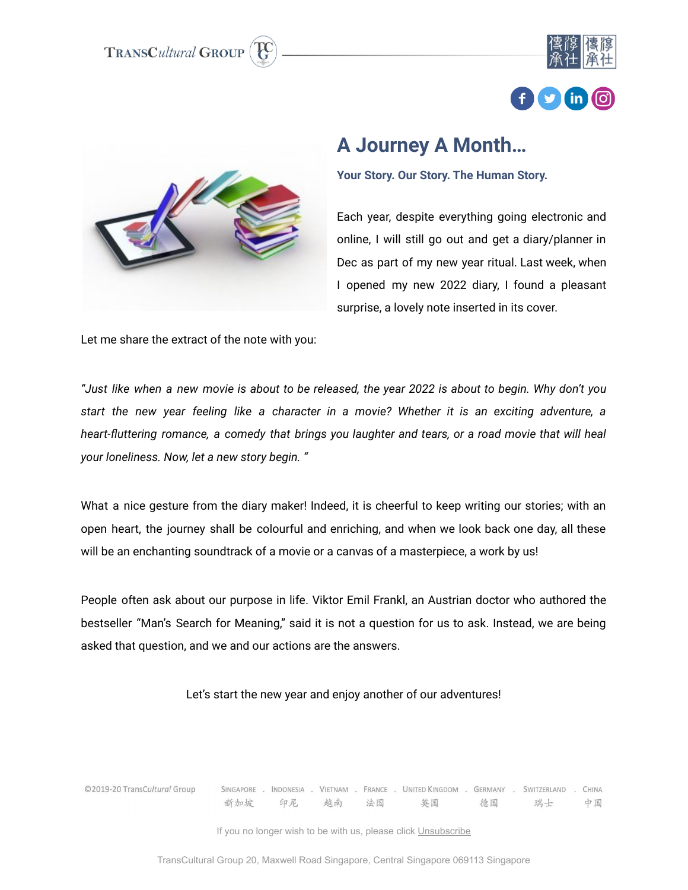# A Journey A Month…

**Your Story. Our Story. The Human Story.**

Each year, despite everything going electronic and online, I will still go out and get a diary/planner in Dec as part of my new year ritual. Last week, when I opened my new 2022 diary, I found a pleasant surprise, a lovely note inserted in its cover.

Let me share the extract of the note with you:

*"Just like when a new movie is about to be released, the year 2022 is about to begin. Why don't you start the new year feeling like a character in a movie? Whether it is an exciting adventure, a heart-fluttering romance, a comedy that brings you laughter and tears, or a road movie that will heal your loneliness. Now, let a new story begin. "*

What a nice gesture from the diary maker! Indeed, it is cheerful to keep writing our stories; with an open heart, the journey shall be colourful and enriching, and when we look back one day, all these will be an enchanting soundtrack of a movie or a canvas of a masterpiece, a work by us!

People often ask about our purpose in life. Viktor Emil Frankl, an Austrian doctor who authored the bestseller "Man's Search for Meaning," said it is not a question for us to ask. Instead, we are being asked that question, and we and our actions are the answers.

Let's start the new year and enjoy another of our adventures!

©2019-20 TransCultural Group

Singapore 新加坡 . Indonesia 印尼 . Vietnam 越南 . France 法国 . United Kingdom 英国 . Germany 德国 . Switzerland 瑞士 . China 中国

If you no longer wish to be with us, please click Unsubscribe

TransCultural Group 20, Maxwell Road Singapore, Central Singapore 069113 Singapore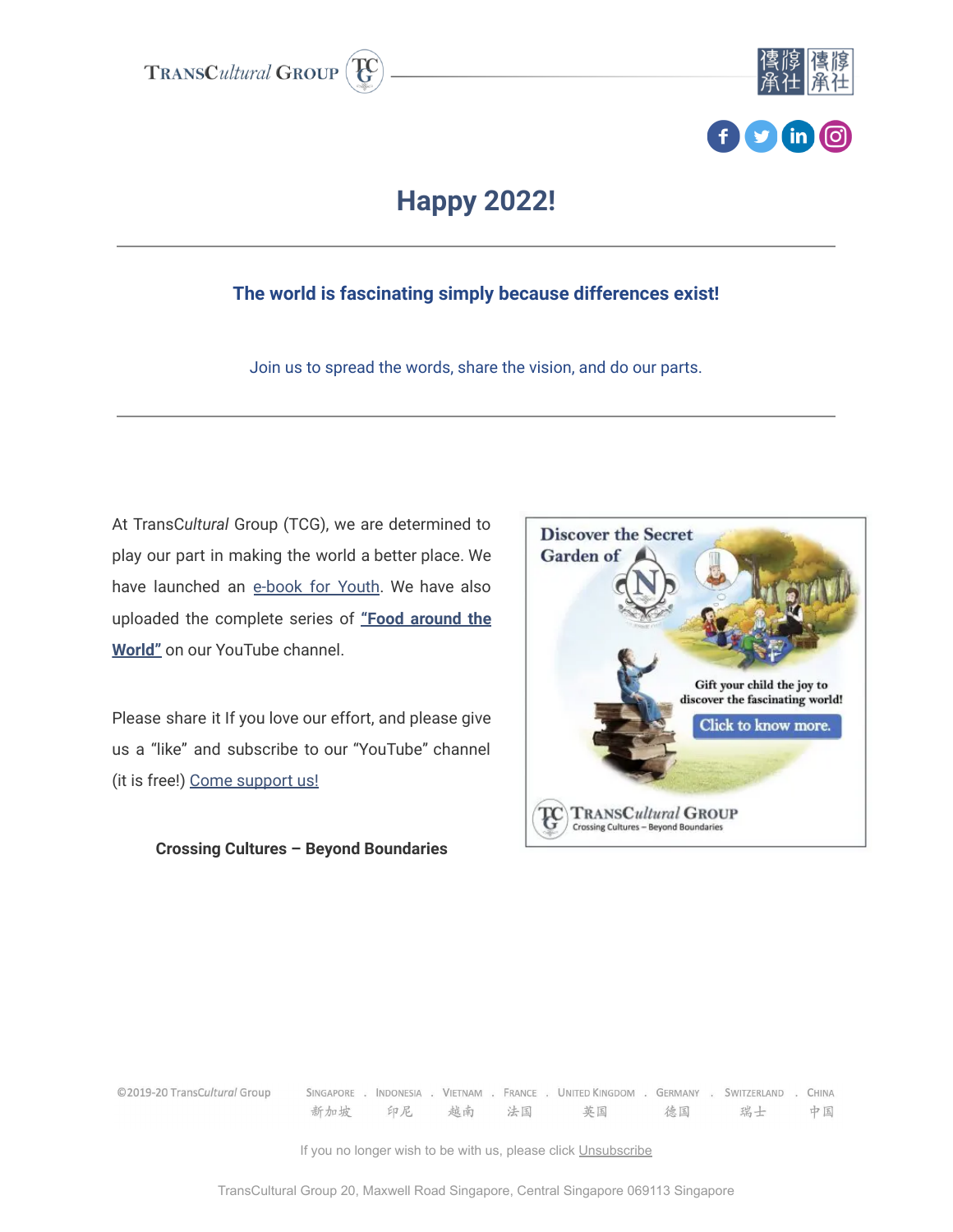# Happy 2022!

---

**The world is fascinating simply because differences exist!**

Join us to spread the words, share the vision, and do our parts.

---

At TransC*ultural* Group (TCG), we are determined to play our part in making the world a better place. We have launched an e-book for Youth. We have also uploaded the complete series of **"Food around the World"** on our YouTube channel.

Please share it If you love our effort, and please give us a "like" and subscribe to our "YouTube" channel (it is free!) Come support us!

**Crossing Cultures – Beyond Boundaries**

Discover the Secret Garden of N

Gift your child the joy to discover the fascinating world!

Click to know more.

TRANSC*ultural* GROUP
Crossing Cultures – Beyond Boundaries

©2019-20 TransC*ultural* Group

SINGAPORE 新加坡 . INDONESIA 印尼 . VIETNAM 越南 . FRANCE 法国 . UNITED KINGDOM 英国 . GERMANY 德国 . SWITZERLAND 瑞士 . CHINA 中国

If you no longer wish to be with us, please click Unsubscribe

TransCultural Group 20, Maxwell Road Singapore, Central Singapore 069113 Singapore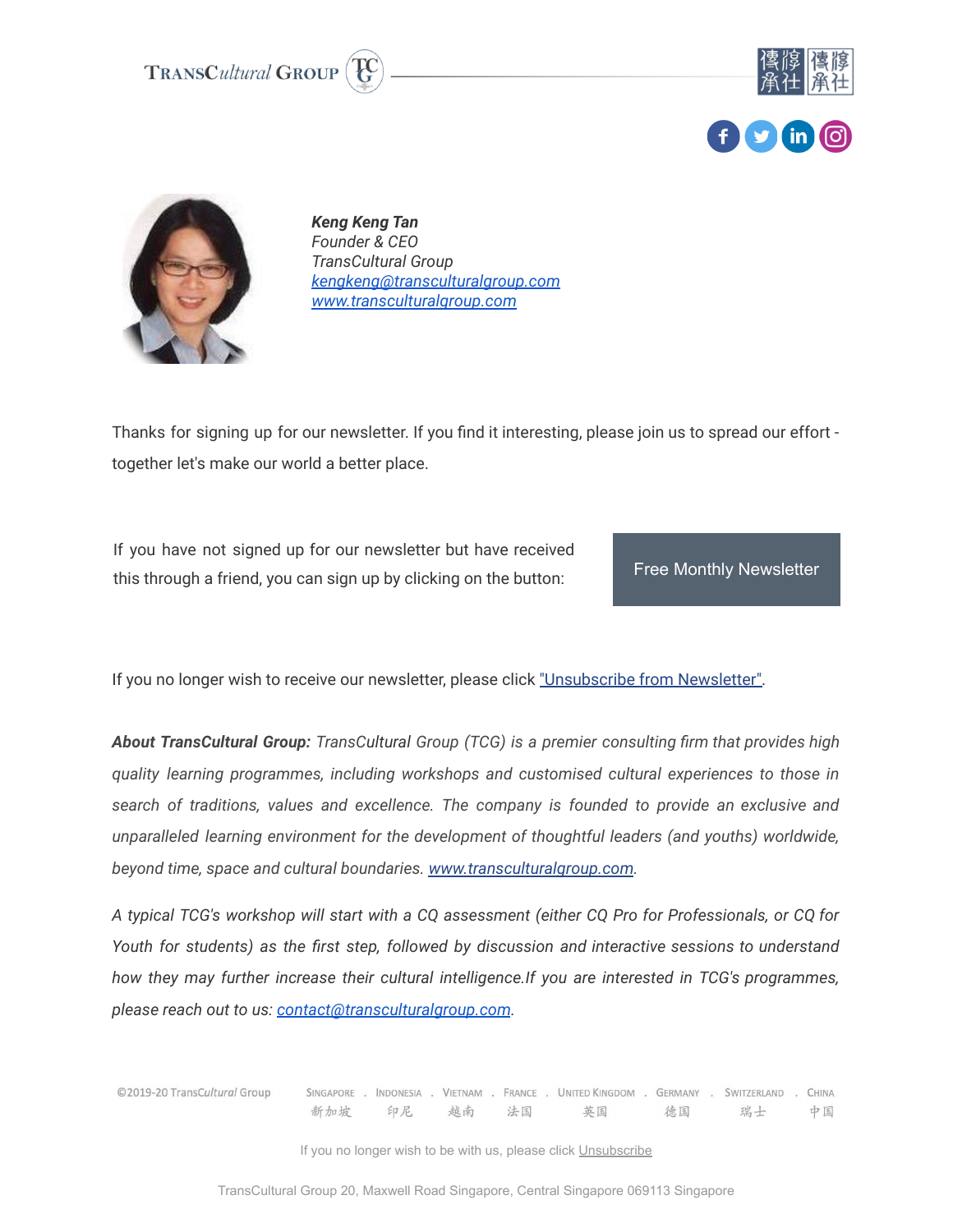**TransCultural Group**

***Keng Keng Tan***
*Founder & CEO*
*TransCultural Group*
*kengkeng@transculturalgroup.com*
*www.transculturalgroup.com*

Thanks for signing up for our newsletter. If you find it interesting, please join us to spread our effort - together let's make our world a better place.

If you have not signed up for our newsletter but have received this through a friend, you can sign up by clicking on the button:

Free Monthly Newsletter

If you no longer wish to receive our newsletter, please click "Unsubscribe from Newsletter".

***About TransCultural Group:*** *TransCultural Group (TCG) is a premier consulting firm that provides high quality learning programmes, including workshops and customised cultural experiences to those in search of traditions, values and excellence. The company is founded to provide an exclusive and unparalleled learning environment for the development of thoughtful leaders (and youths) worldwide, beyond time, space and cultural boundaries. www.transculturalgroup.com.*

*A typical TCG's workshop will start with a CQ assessment (either CQ Pro for Professionals, or CQ for Youth for students) as the first step, followed by discussion and interactive sessions to understand how they may further increase their cultural intelligence.If you are interested in TCG's programmes, please reach out to us: contact@transculturalgroup.com.*

©2019-20 TransCultural Group

Singapore 新加坡 . Indonesia 印尼 . Vietnam 越南 . France 法国 . United Kingdom 英国 . Germany 德国 . Switzerland 瑞士 . China 中国

If you no longer wish to be with us, please click Unsubscribe

TransCultural Group 20, Maxwell Road Singapore, Central Singapore 069113 Singapore